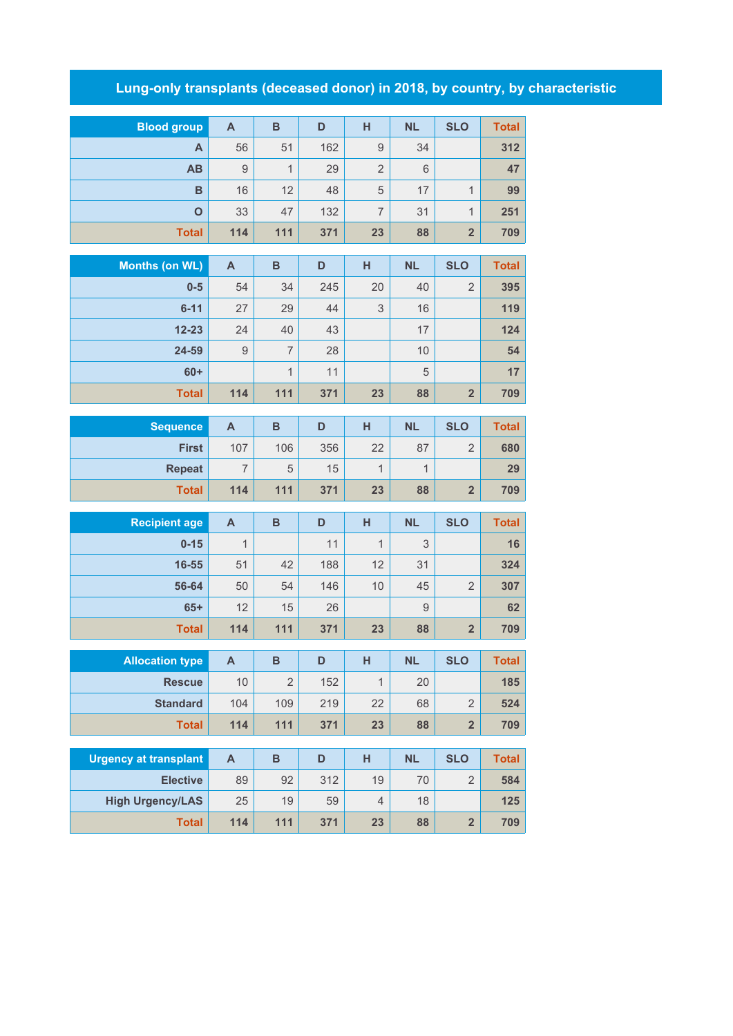# Lung-only transplants (deceased donor) in 2018, by country, by characteristic

| Blood group | A | B | D | H | NL | SLO | Total |
|---|---|---|---|---|---|---|---|
| A | 56 | 51 | 162 | 9 | 34 | | 312 |
| AB | 9 | 1 | 29 | 2 | 6 | | 47 |
| B | 16 | 12 | 48 | 5 | 17 | 1 | 99 |
| O | 33 | 47 | 132 | 7 | 31 | 1 | 251 |
| Total | 114 | 111 | 371 | 23 | 88 | 2 | 709 |

| Months (on WL) | A | B | D | H | NL | SLO | Total |
|---|---|---|---|---|---|---|---|
| 0-5 | 54 | 34 | 245 | 20 | 40 | 2 | 395 |
| 6-11 | 27 | 29 | 44 | 3 | 16 | | 119 |
| 12-23 | 24 | 40 | 43 | | 17 | | 124 |
| 24-59 | 9 | 7 | 28 | | 10 | | 54 |
| 60+ | | 1 | 11 | | 5 | | 17 |
| Total | 114 | 111 | 371 | 23 | 88 | 2 | 709 |

| Sequence | A | B | D | H | NL | SLO | Total |
|---|---|---|---|---|---|---|---|
| First | 107 | 106 | 356 | 22 | 87 | 2 | 680 |
| Repeat | 7 | 5 | 15 | 1 | 1 | | 29 |
| Total | 114 | 111 | 371 | 23 | 88 | 2 | 709 |

| Recipient age | A | B | D | H | NL | SLO | Total |
|---|---|---|---|---|---|---|---|
| 0-15 | 1 | | 11 | 1 | 3 | | 16 |
| 16-55 | 51 | 42 | 188 | 12 | 31 | | 324 |
| 56-64 | 50 | 54 | 146 | 10 | 45 | 2 | 307 |
| 65+ | 12 | 15 | 26 | | 9 | | 62 |
| Total | 114 | 111 | 371 | 23 | 88 | 2 | 709 |

| Allocation type | A | B | D | H | NL | SLO | Total |
|---|---|---|---|---|---|---|---|
| Rescue | 10 | 2 | 152 | 1 | 20 | | 185 |
| Standard | 104 | 109 | 219 | 22 | 68 | 2 | 524 |
| Total | 114 | 111 | 371 | 23 | 88 | 2 | 709 |

| Urgency at transplant | A | B | D | H | NL | SLO | Total |
|---|---|---|---|---|---|---|---|
| Elective | 89 | 92 | 312 | 19 | 70 | 2 | 584 |
| High Urgency/LAS | 25 | 19 | 59 | 4 | 18 | | 125 |
| Total | 114 | 111 | 371 | 23 | 88 | 2 | 709 |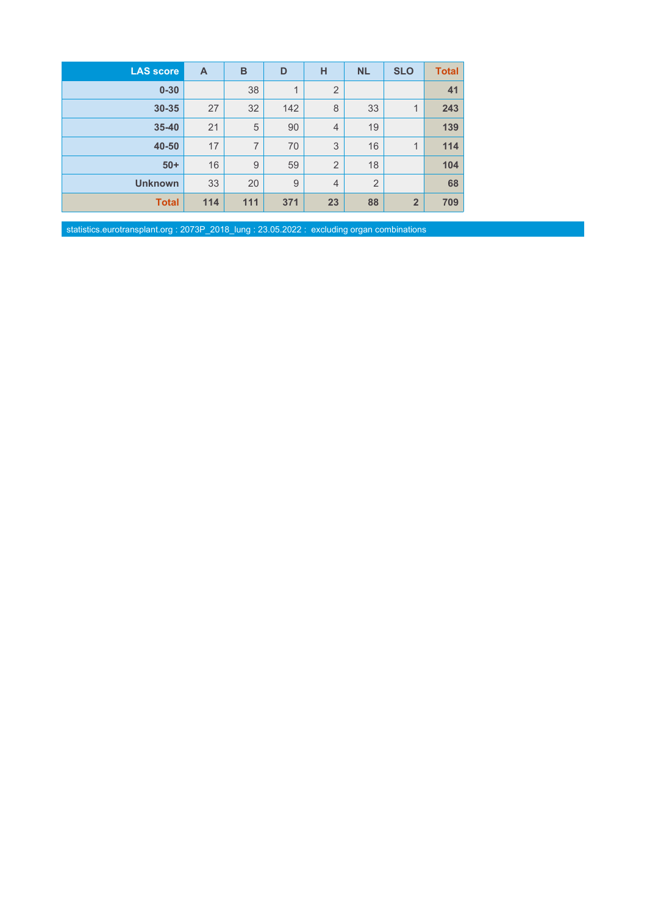| LAS score | A | B | D | H | NL | SLO | Total |
|---|---|---|---|---|---|---|---|
| 0-30 | | 38 | 1 | 2 | | | 41 |
| 30-35 | 27 | 32 | 142 | 8 | 33 | 1 | 243 |
| 35-40 | 21 | 5 | 90 | 4 | 19 | | 139 |
| 40-50 | 17 | 7 | 70 | 3 | 16 | 1 | 114 |
| 50+ | 16 | 9 | 59 | 2 | 18 | | 104 |
| Unknown | 33 | 20 | 9 | 4 | 2 | | 68 |
| Total | 114 | 111 | 371 | 23 | 88 | 2 | 709 |

statistics.eurotransplant.org : 2073P_2018_lung : 23.05.2022 : excluding organ combinations